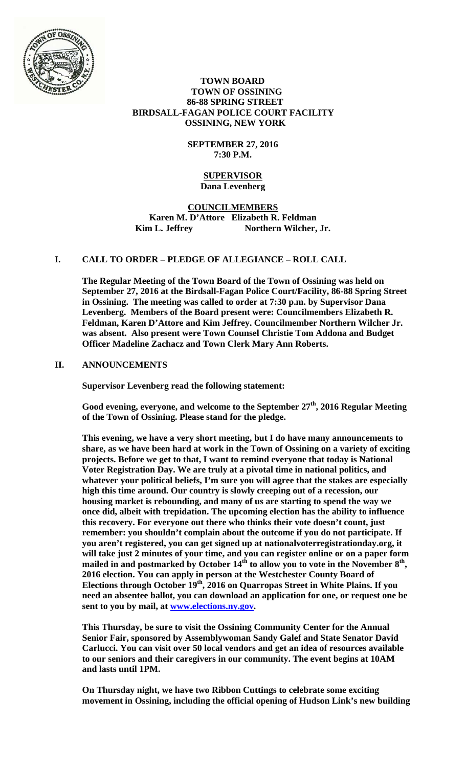**TOWN BOARD**
**TOWN OF OSSINING**
**86-88 SPRING STREET**
**BIRDSALL-FAGAN POLICE COURT FACILITY**
**OSSINING, NEW YORK**

**SEPTEMBER 27, 2016**
**7:30 P.M.**

**SUPERVISOR**
**Dana Levenberg**

**COUNCILMEMBERS**
**Karen M. D'Attore Elizabeth R. Feldman**
**Kim L. Jeffrey Northern Wilcher, Jr.**

## I. CALL TO ORDER – PLEDGE OF ALLEGIANCE – ROLL CALL

**The Regular Meeting of the Town Board of the Town of Ossining was held on September 27, 2016 at the Birdsall-Fagan Police Court/Facility, 86-88 Spring Street in Ossining. The meeting was called to order at 7:30 p.m. by Supervisor Dana Levenberg. Members of the Board present were: Councilmembers Elizabeth R. Feldman, Karen D'Attore and Kim Jeffrey. Councilmember Northern Wilcher Jr. was absent. Also present were Town Counsel Christie Tom Addona and Budget Officer Madeline Zachacz and Town Clerk Mary Ann Roberts.**

## II. ANNOUNCEMENTS

**Supervisor Levenberg read the following statement:**

**Good evening, everyone, and welcome to the September 27th, 2016 Regular Meeting of the Town of Ossining. Please stand for the pledge.**

**This evening, we have a very short meeting, but I do have many announcements to share, as we have been hard at work in the Town of Ossining on a variety of exciting projects. Before we get to that, I want to remind everyone that today is National Voter Registration Day. We are truly at a pivotal time in national politics, and whatever your political beliefs, I'm sure you will agree that the stakes are especially high this time around. Our country is slowly creeping out of a recession, our housing market is rebounding, and many of us are starting to spend the way we once did, albeit with trepidation. The upcoming election has the ability to influence this recovery. For everyone out there who thinks their vote doesn't count, just remember: you shouldn't complain about the outcome if you do not participate. If you aren't registered, you can get signed up at nationalvoterregistrationday.org, it will take just 2 minutes of your time, and you can register online or on a paper form mailed in and postmarked by October 14th to allow you to vote in the November 8th, 2016 election. You can apply in person at the Westchester County Board of Elections through October 19th, 2016 on Quarropas Street in White Plains. If you need an absentee ballot, you can download an application for one, or request one be sent to you by mail, at www.elections.ny.gov.**

**This Thursday, be sure to visit the Ossining Community Center for the Annual Senior Fair, sponsored by Assemblywoman Sandy Galef and State Senator David Carlucci. You can visit over 50 local vendors and get an idea of resources available to our seniors and their caregivers in our community. The event begins at 10AM and lasts until 1PM.**

**On Thursday night, we have two Ribbon Cuttings to celebrate some exciting movement in Ossining, including the official opening of Hudson Link's new building**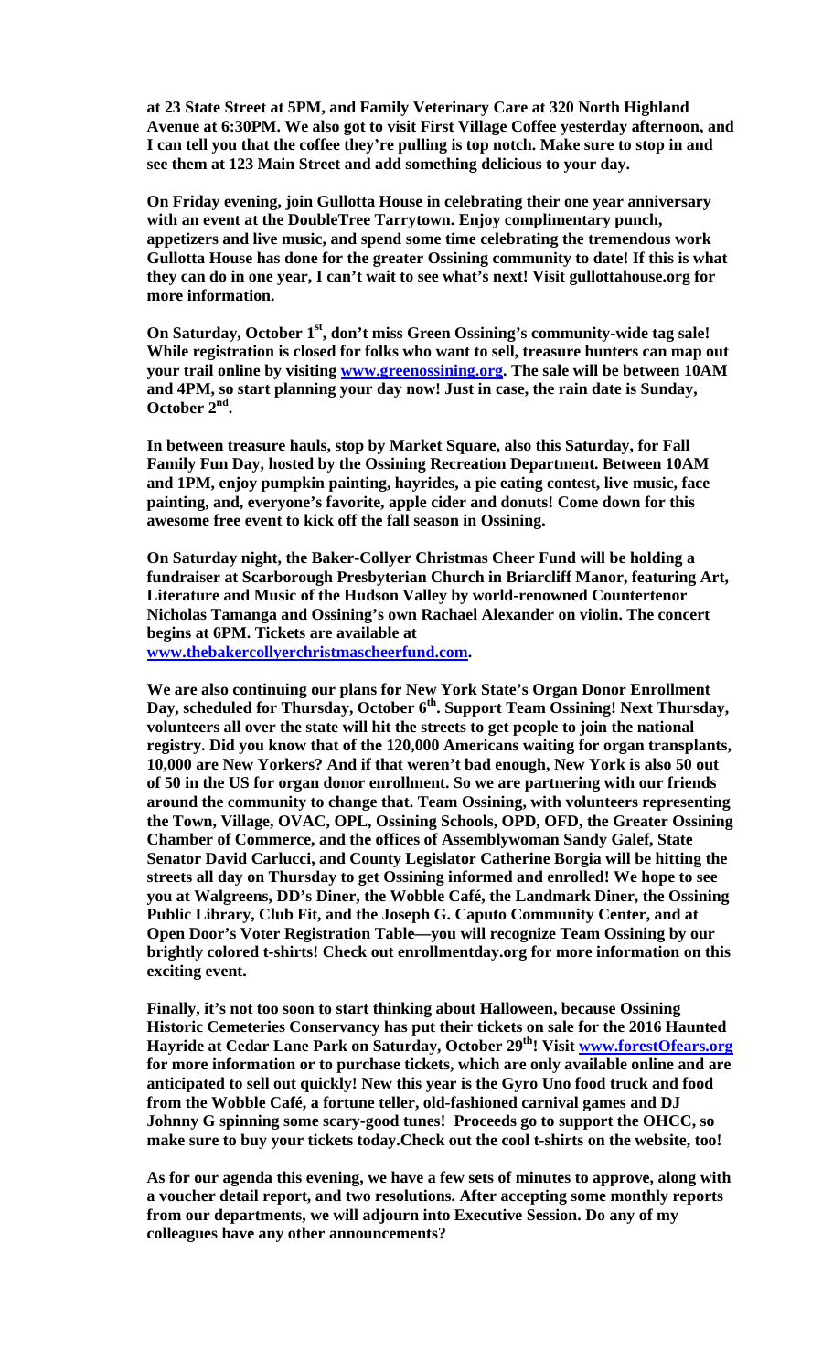**at 23 State Street at 5PM, and Family Veterinary Care at 320 North Highland Avenue at 6:30PM. We also got to visit First Village Coffee yesterday afternoon, and I can tell you that the coffee they're pulling is top notch. Make sure to stop in and see them at 123 Main Street and add something delicious to your day.**

**On Friday evening, join Gullotta House in celebrating their one year anniversary with an event at the DoubleTree Tarrytown. Enjoy complimentary punch, appetizers and live music, and spend some time celebrating the tremendous work Gullotta House has done for the greater Ossining community to date! If this is what they can do in one year, I can't wait to see what's next! Visit gullottahouse.org for more information.**

**On Saturday, October 1st, don't miss Green Ossining's community-wide tag sale! While registration is closed for folks who want to sell, treasure hunters can map out your trail online by visiting www.greenossining.org. The sale will be between 10AM and 4PM, so start planning your day now! Just in case, the rain date is Sunday, October 2nd.**

**In between treasure hauls, stop by Market Square, also this Saturday, for Fall Family Fun Day, hosted by the Ossining Recreation Department. Between 10AM and 1PM, enjoy pumpkin painting, hayrides, a pie eating contest, live music, face painting, and, everyone's favorite, apple cider and donuts! Come down for this awesome free event to kick off the fall season in Ossining.**

**On Saturday night, the Baker-Collyer Christmas Cheer Fund will be holding a fundraiser at Scarborough Presbyterian Church in Briarcliff Manor, featuring Art, Literature and Music of the Hudson Valley by world-renowned Countertenor Nicholas Tamanga and Ossining's own Rachael Alexander on violin. The concert begins at 6PM. Tickets are available at www.thebakercollyerchristmascheerfund.com.**

**We are also continuing our plans for New York State's Organ Donor Enrollment Day, scheduled for Thursday, October 6th. Support Team Ossining! Next Thursday, volunteers all over the state will hit the streets to get people to join the national registry. Did you know that of the 120,000 Americans waiting for organ transplants, 10,000 are New Yorkers? And if that weren't bad enough, New York is also 50 out of 50 in the US for organ donor enrollment. So we are partnering with our friends around the community to change that. Team Ossining, with volunteers representing the Town, Village, OVAC, OPL, Ossining Schools, OPD, OFD, the Greater Ossining Chamber of Commerce, and the offices of Assemblywoman Sandy Galef, State Senator David Carlucci, and County Legislator Catherine Borgia will be hitting the streets all day on Thursday to get Ossining informed and enrolled! We hope to see you at Walgreens, DD's Diner, the Wobble Café, the Landmark Diner, the Ossining Public Library, Club Fit, and the Joseph G. Caputo Community Center, and at Open Door's Voter Registration Table—you will recognize Team Ossining by our brightly colored t-shirts! Check out enrollmentday.org for more information on this exciting event.**

**Finally, it's not too soon to start thinking about Halloween, because Ossining Historic Cemeteries Conservancy has put their tickets on sale for the 2016 Haunted Hayride at Cedar Lane Park on Saturday, October 29th! Visit www.forestOfears.org for more information or to purchase tickets, which are only available online and are anticipated to sell out quickly! New this year is the Gyro Uno food truck and food from the Wobble Café, a fortune teller, old-fashioned carnival games and DJ Johnny G spinning some scary-good tunes! Proceeds go to support the OHCC, so make sure to buy your tickets today.Check out the cool t-shirts on the website, too!**

**As for our agenda this evening, we have a few sets of minutes to approve, along with a voucher detail report, and two resolutions. After accepting some monthly reports from our departments, we will adjourn into Executive Session. Do any of my colleagues have any other announcements?**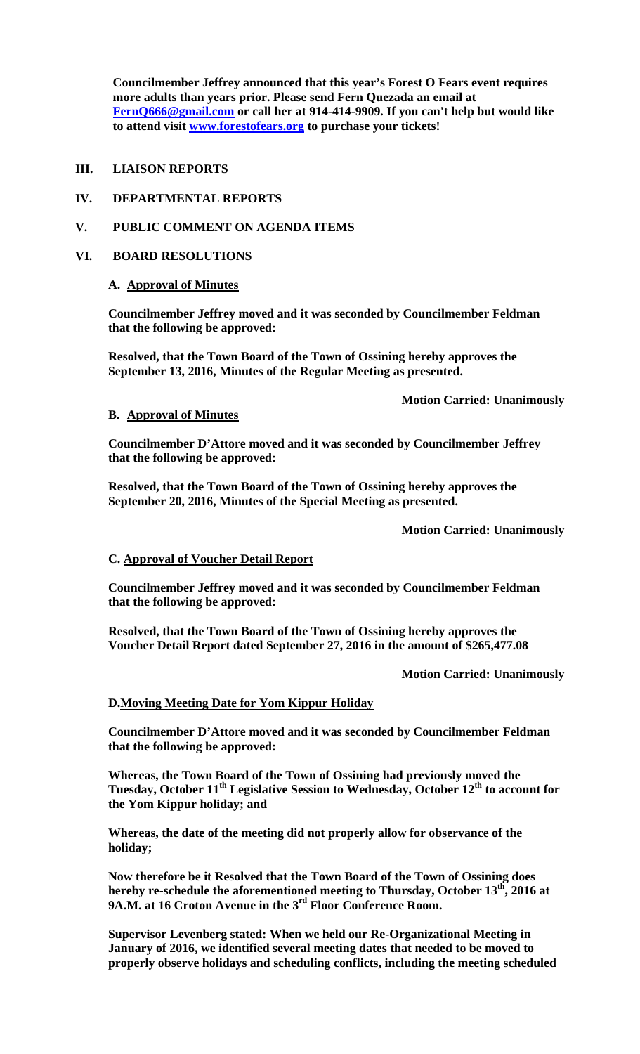**Councilmember Jeffrey announced that this year's Forest O Fears event requires more adults than years prior. Please send Fern Quezada an email at [FernQ666@gmail.com](mailto:FernQ666@gmail.com) or call her at 914-414-9909. If you can't help but would like to attend visit [www.forestofears.org](http://www.forestofears.org) to purchase your tickets!**

## III. LIAISON REPORTS

## IV. DEPARTMENTAL REPORTS

## V. PUBLIC COMMENT ON AGENDA ITEMS

## VI. BOARD RESOLUTIONS

### A. Approval of Minutes

**Councilmember Jeffrey moved and it was seconded by Councilmember Feldman that the following be approved:**

**Resolved, that the Town Board of the Town of Ossining hereby approves the September 13, 2016, Minutes of the Regular Meeting as presented.**

**Motion Carried: Unanimously**

### B. Approval of Minutes

**Councilmember D'Attore moved and it was seconded by Councilmember Jeffrey that the following be approved:**

**Resolved, that the Town Board of the Town of Ossining hereby approves the September 20, 2016, Minutes of the Special Meeting as presented.**

**Motion Carried: Unanimously**

### C. Approval of Voucher Detail Report

**Councilmember Jeffrey moved and it was seconded by Councilmember Feldman that the following be approved:**

**Resolved, that the Town Board of the Town of Ossining hereby approves the Voucher Detail Report dated September 27, 2016 in the amount of $265,477.08**

**Motion Carried: Unanimously**

### D. Moving Meeting Date for Yom Kippur Holiday

**Councilmember D'Attore moved and it was seconded by Councilmember Feldman that the following be approved:**

**Whereas, the Town Board of the Town of Ossining had previously moved the Tuesday, October 11th Legislative Session to Wednesday, October 12th to account for the Yom Kippur holiday; and**

**Whereas, the date of the meeting did not properly allow for observance of the holiday;**

**Now therefore be it Resolved that the Town Board of the Town of Ossining does hereby re-schedule the aforementioned meeting to Thursday, October 13th, 2016 at 9A.M. at 16 Croton Avenue in the 3rd Floor Conference Room.**

**Supervisor Levenberg stated: When we held our Re-Organizational Meeting in January of 2016, we identified several meeting dates that needed to be moved to properly observe holidays and scheduling conflicts, including the meeting scheduled**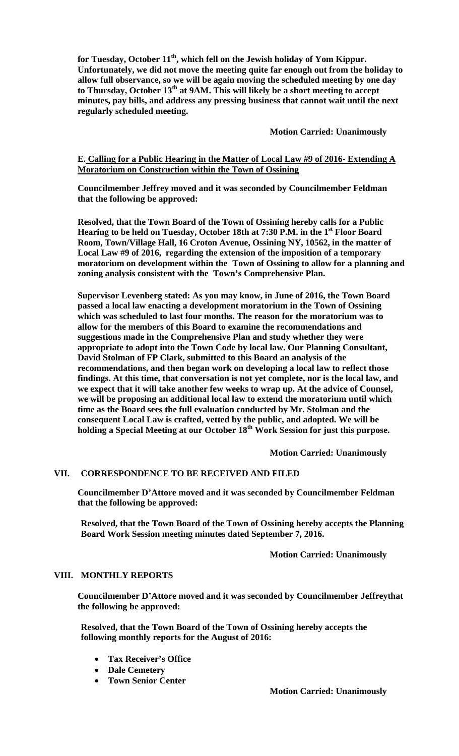**for Tuesday, October 11th, which fell on the Jewish holiday of Yom Kippur. Unfortunately, we did not move the meeting quite far enough out from the holiday to allow full observance, so we will be again moving the scheduled meeting by one day to Thursday, October 13th at 9AM. This will likely be a short meeting to accept minutes, pay bills, and address any pressing business that cannot wait until the next regularly scheduled meeting.**

**Motion Carried: Unanimously**

**E. Calling for a Public Hearing in the Matter of Local Law #9 of 2016- Extending A Moratorium on Construction within the Town of Ossining**

**Councilmember Jeffrey moved and it was seconded by Councilmember Feldman that the following be approved:**

**Resolved, that the Town Board of the Town of Ossining hereby calls for a Public Hearing to be held on Tuesday, October 18th at 7:30 P.M. in the 1st Floor Board Room, Town/Village Hall, 16 Croton Avenue, Ossining NY, 10562, in the matter of Local Law #9 of 2016, regarding the extension of the imposition of a temporary moratorium on development within the Town of Ossining to allow for a planning and zoning analysis consistent with the Town's Comprehensive Plan.**

**Supervisor Levenberg stated: As you may know, in June of 2016, the Town Board passed a local law enacting a development moratorium in the Town of Ossining which was scheduled to last four months. The reason for the moratorium was to allow for the members of this Board to examine the recommendations and suggestions made in the Comprehensive Plan and study whether they were appropriate to adopt into the Town Code by local law. Our Planning Consultant, David Stolman of FP Clark, submitted to this Board an analysis of the recommendations, and then began work on developing a local law to reflect those findings. At this time, that conversation is not yet complete, nor is the local law, and we expect that it will take another few weeks to wrap up. At the advice of Counsel, we will be proposing an additional local law to extend the moratorium until which time as the Board sees the full evaluation conducted by Mr. Stolman and the consequent Local Law is crafted, vetted by the public, and adopted. We will be holding a Special Meeting at our October 18th Work Session for just this purpose.**

**Motion Carried: Unanimously**

## VII. CORRESPONDENCE TO BE RECEIVED AND FILED

**Councilmember D'Attore moved and it was seconded by Councilmember Feldman that the following be approved:**

**Resolved, that the Town Board of the Town of Ossining hereby accepts the Planning Board Work Session meeting minutes dated September 7, 2016.**

**Motion Carried: Unanimously**

## VIII. MONTHLY REPORTS

**Councilmember D'Attore moved and it was seconded by Councilmember Jeffreythat the following be approved:**

**Resolved, that the Town Board of the Town of Ossining hereby accepts the following monthly reports for the August of 2016:**

- **Tax Receiver's Office**
- **Dale Cemetery**
- **Town Senior Center**

**Motion Carried: Unanimously**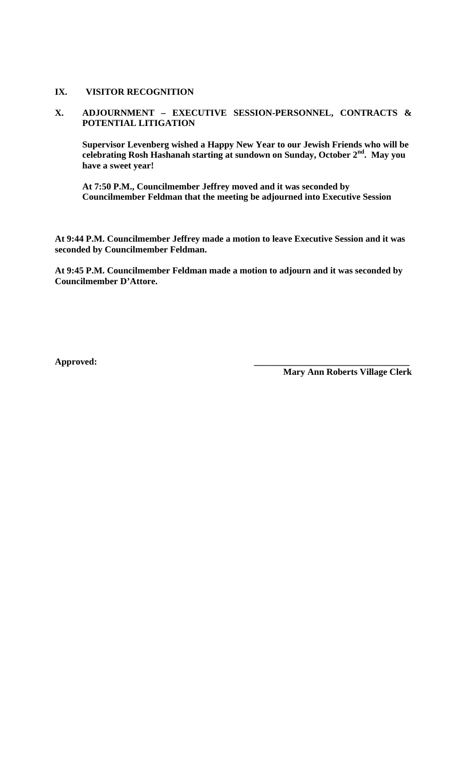## IX. VISITOR RECOGNITION

## X. ADJOURNMENT – EXECUTIVE SESSION-PERSONNEL, CONTRACTS & POTENTIAL LITIGATION

**Supervisor Levenberg wished a Happy New Year to our Jewish Friends who will be celebrating Rosh Hashanah starting at sundown on Sunday, October 2nd. May you have a sweet year!**

**At 7:50 P.M., Councilmember Jeffrey moved and it was seconded by Councilmember Feldman that the meeting be adjourned into Executive Session**

**At 9:44 P.M. Councilmember Jeffrey made a motion to leave Executive Session and it was seconded by Councilmember Feldman.**

**At 9:45 P.M. Councilmember Feldman made a motion to adjourn and it was seconded by Councilmember D'Attore.**

**Approved:** ________________________________

**Mary Ann Roberts Village Clerk**